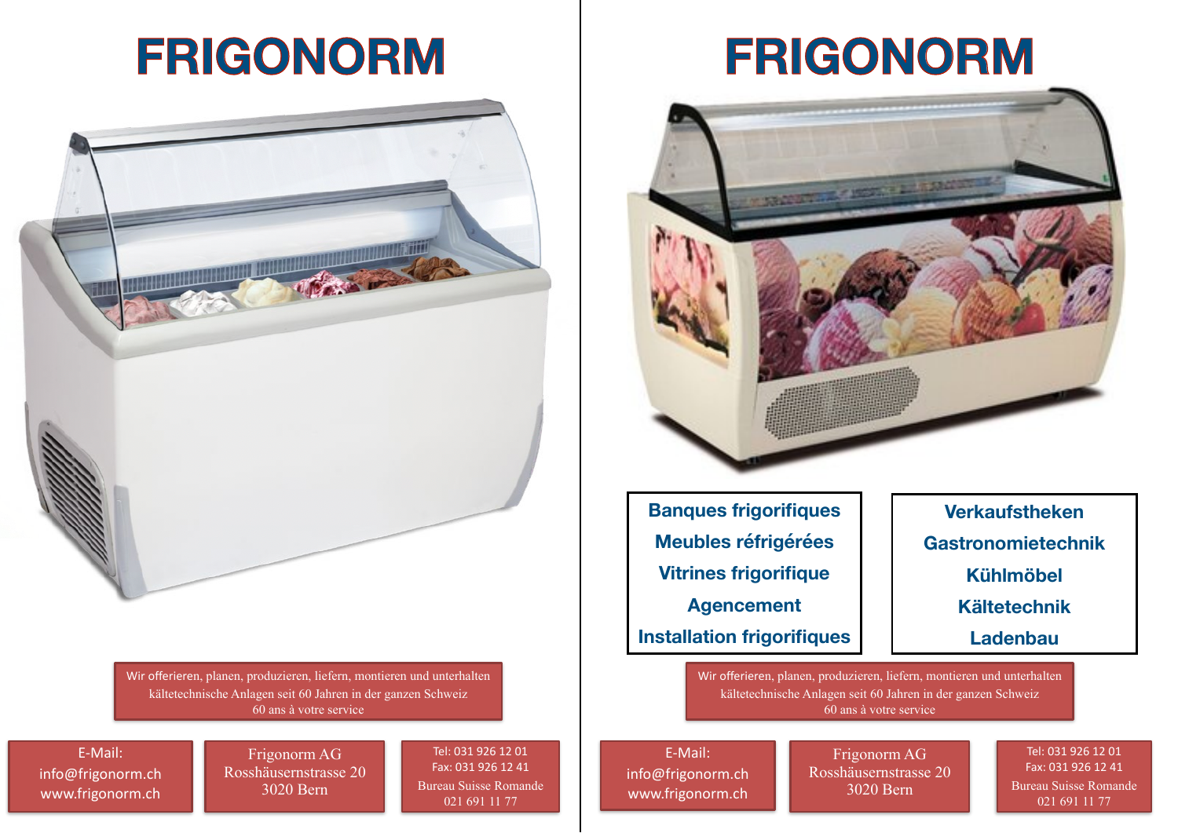# FRIGONORM

Wir offerieren, planen, produzieren, liefern, montieren und unterhalten kältetechnische Anlagen seit 60 Jahren in der ganzen Schweiz
60 ans à votre service

E-Mail:
info@frigonorm.ch
www.frigonorm.ch

Frigonorm AG
Rosshäusernstrasse 20
3020 Bern

Tel: 031 926 12 01
Fax: 031 926 12 41
Bureau Suisse Romande
021 691 11 77

# FRIGONORM

**Banques frigorifiques**
**Meubles réfrigérées**
**Vitrines frigorifique**
**Agencement**
**Installation frigorifiques**

**Verkaufstheken**
**Gastronomietechnik**
**Kühlmöbel**
**Kältetechnik**
**Ladenbau**

Wir offerieren, planen, produzieren, liefern, montieren und unterhalten kältetechnische Anlagen seit 60 Jahren in der ganzen Schweiz
60 ans à votre service

E-Mail:
info@frigonorm.ch
www.frigonorm.ch

Frigonorm AG
Rosshäusernstrasse 20
3020 Bern

Tel: 031 926 12 01
Fax: 031 926 12 41
Bureau Suisse Romande
021 691 11 77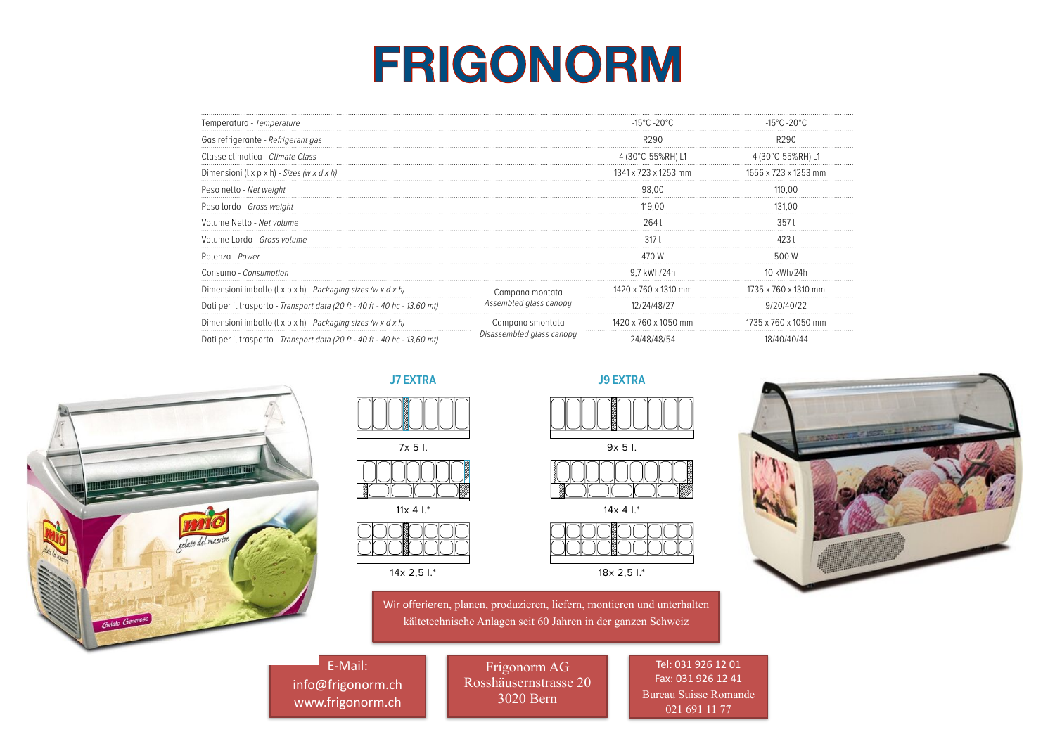# FRIGONORM

| | | | |
|---|---|---|---|
| Temperatura - *Temperature* | | -15°C -20°C | -15°C -20°C |
| Gas refrigerante - *Refrigerant gas* | | R290 | R290 |
| Classe climatica - *Climate Class* | | 4 (30°C-55%RH) L1 | 4 (30°C-55%RH) L1 |
| Dimensioni (l x p x h) - *Sizes (w x d x h)* | | 1341 x 723 x 1253 mm | 1656 x 723 x 1253 mm |
| Peso netto - *Net weight* | | 98,00 | 110,00 |
| Peso lordo - *Gross weight* | | 119,00 | 131,00 |
| Volume Netto - *Net volume* | | 264 l | 357 l |
| Volume Lordo - *Gross volume* | | 317 l | 423 l |
| Potenza - *Power* | | 470 W | 500 W |
| Consumo - *Consumption* | | 9,7 kWh/24h | 10 kWh/24h |
| Dimensioni imballo (l x p x h) - *Packaging sizes (w x d x h)* | Campana montata *Assembled glass canopy* | 1420 x 760 x 1310 mm | 1735 x 760 x 1310 mm |
| Dati per il trasporto - *Transport data (20 ft - 40 ft - 40 hc - 13,60 mt)* | | 12/24/48/27 | 9/20/40/22 |
| Dimensioni imballo (l x p x h) - *Packaging sizes (w x d x h)* | Campana smontata *Disassembled glass canopy* | 1420 x 760 x 1050 mm | 1735 x 760 x 1050 mm |
| Dati per il trasporto - *Transport data (20 ft - 40 ft - 40 hc - 13,60 mt)* | | 24/48/48/54 | 18/40/40/44 |

**J7 EXTRA**

7x 5 l.

11x 4 l.*

14x 2,5 l.*

**J9 EXTRA**

9x 5 l.

14x 4 l.*

18x 2,5 l.*

Wir offerieren, planen, produzieren, liefern, montieren und unterhalten kältetechnische Anlagen seit 60 Jahren in der ganzen Schweiz

E-Mail:
info@frigonorm.ch
www.frigonorm.ch

Frigonorm AG
Rosshäusernstrasse 20
3020 Bern

Tel: 031 926 12 01
Fax: 031 926 12 41
Bureau Suisse Romande
021 691 11 77